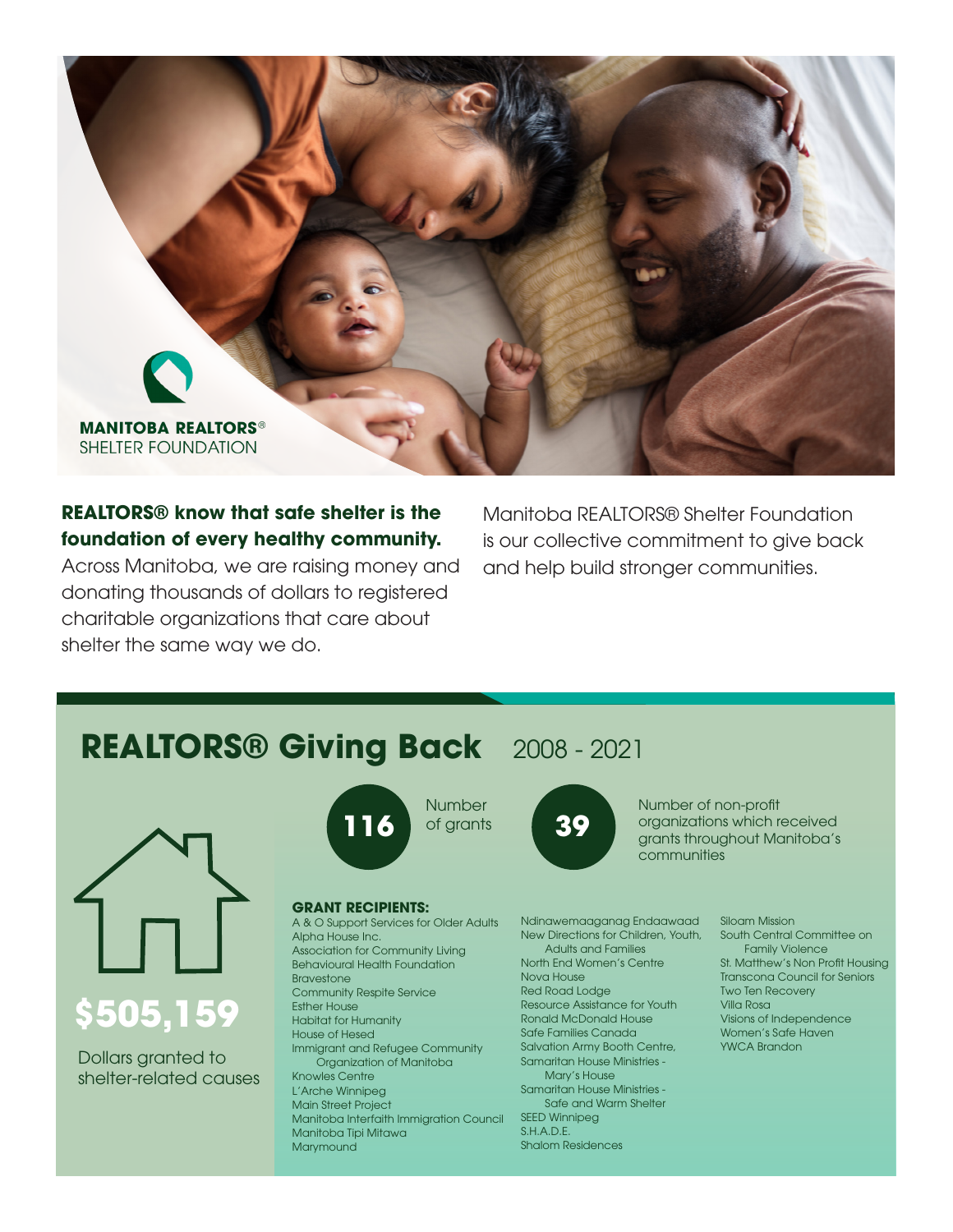**MANITOBA REALTORS®**
SHELTER FOUNDATION

**REALTORS® know that safe shelter is the foundation of every healthy community.** Across Manitoba, we are raising money and donating thousands of dollars to registered charitable organizations that care about shelter the same way we do.

Manitoba REALTORS® Shelter Foundation is our collective commitment to give back and help build stronger communities.

## REALTORS® Giving Back 2008 - 2021

**$505,159**

Dollars granted to shelter-related causes

**116** Number of grants

**39** Number of non-profit organizations which received grants throughout Manitoba's communities

**GRANT RECIPIENTS:**

- A & O Support Services for Older Adults
- Alpha House Inc.
- Association for Community Living
- Behavioural Health Foundation
- Bravestone
- Community Respite Service
- Esther House
- Habitat for Humanity
- House of Hesed
- Immigrant and Refugee Community Organization of Manitoba
- Knowles Centre
- L'Arche Winnipeg
- Main Street Project
- Manitoba Interfaith Immigration Council
- Manitoba Tipi Mitawa
- Marymound
- Ndinawemaaganag Endaawaad
- New Directions for Children, Youth, Adults and Families
- North End Women's Centre
- Nova House
- Red Road Lodge
- Resource Assistance for Youth
- Ronald McDonald House
- Safe Families Canada
- Salvation Army Booth Centre,
- Samaritan House Ministries - Mary's House
- Samaritan House Ministries - Safe and Warm Shelter
- SEED Winnipeg
- S.H.A.D.E.
- Shalom Residences
- Siloam Mission
- South Central Committee on Family Violence
- St. Matthew's Non Profit Housing
- Transcona Council for Seniors
- Two Ten Recovery
- Villa Rosa
- Visions of Independence
- Women's Safe Haven
- YWCA Brandon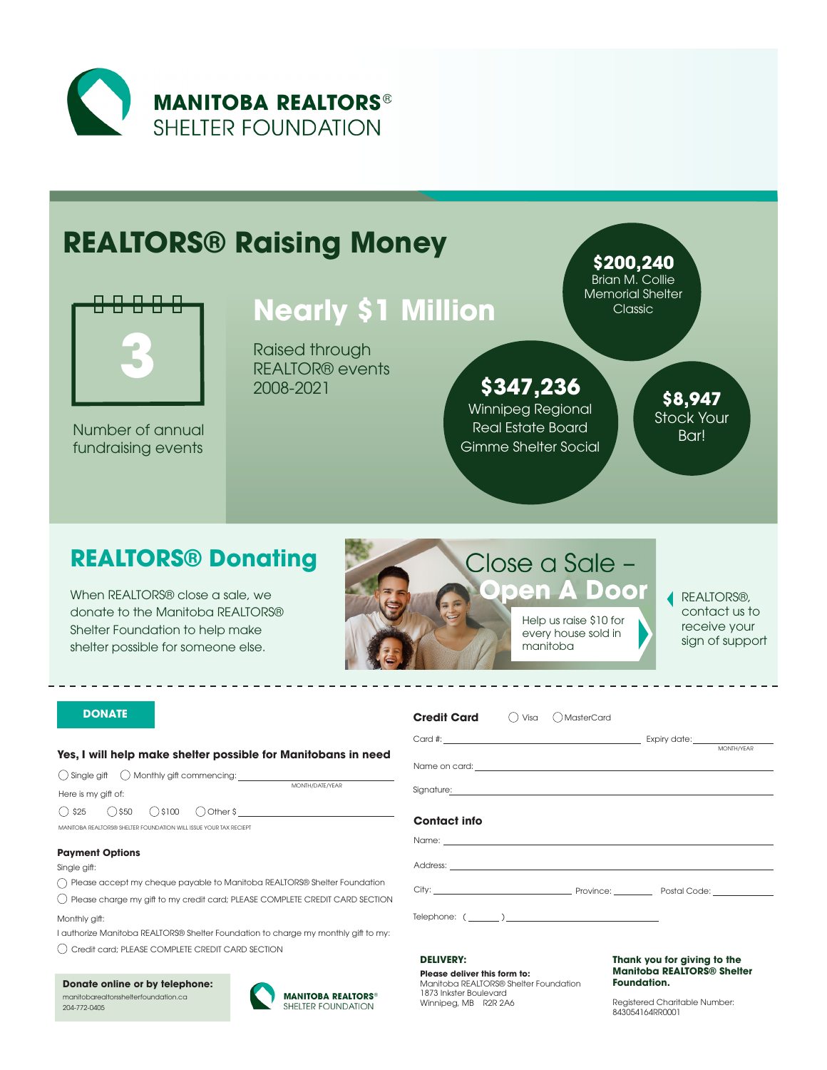# MANITOBA REALTORS®
SHELTER FOUNDATION

## REALTORS® Raising Money

**3**

Number of annual fundraising events

### Nearly $1 Million

Raised through REALTOR® events 2008-2021

**$200,240**
Brian M. Collie Memorial Shelter Classic

**$347,236**
Winnipeg Regional Real Estate Board Gimme Shelter Social

**$8,947**
Stock Your Bar!

## REALTORS® Donating

When REALTORS® close a sale, we donate to the Manitoba REALTORS® Shelter Foundation to help make shelter possible for someone else.

### Close a Sale – Open A Door

Help us raise $10 for every house sold in manitoba

REALTORS®, contact us to receive your sign of support

---

**DONATE**

**Yes, I will help make shelter possible for Manitobans in need**

◯ Single gift ◯ Monthly gift commencing: ____________________ MONTH/DATE/YEAR

Here is my gift of:

◯ $25 ◯ $50 ◯ $100 ◯ Other $ ____________________

MANITOBA REALTORS® SHELTER FOUNDATION WILL ISSUE YOUR TAX RECIEPT

**Payment Options**

Single gift:

◯ Please accept my cheque payable to Manitoba REALTORS® Shelter Foundation

◯ Please charge my gift to my credit card; PLEASE COMPLETE CREDIT CARD SECTION

Monthly gift:

I authorize Manitoba REALTORS® Shelter Foundation to charge my monthly gift to my:

◯ Credit card; PLEASE COMPLETE CREDIT CARD SECTION

**Donate online or by telephone:**
manitobarealtorsshelterfoundation.ca
204-772-0405

MANITOBA REALTORS® SHELTER FOUNDATION

**Credit Card** ◯ Visa ◯ MasterCard

Card #: ____________________ Expiry date: __________ MONTH/YEAR

Name on card: ____________________

Signature: ____________________

**Contact info**

Name: ____________________

Address: ____________________

City: ____________ Province: ________ Postal Code: ________

Telephone: ( ______ ) ____________________

**DELIVERY:**

**Please deliver this form to:**
Manitoba REALTORS® Shelter Foundation
1873 Inkster Boulevard
Winnipeg, MB R2R 2A6

**Thank you for giving to the Manitoba REALTORS® Shelter Foundation.**

Registered Charitable Number: 843054164RR0001